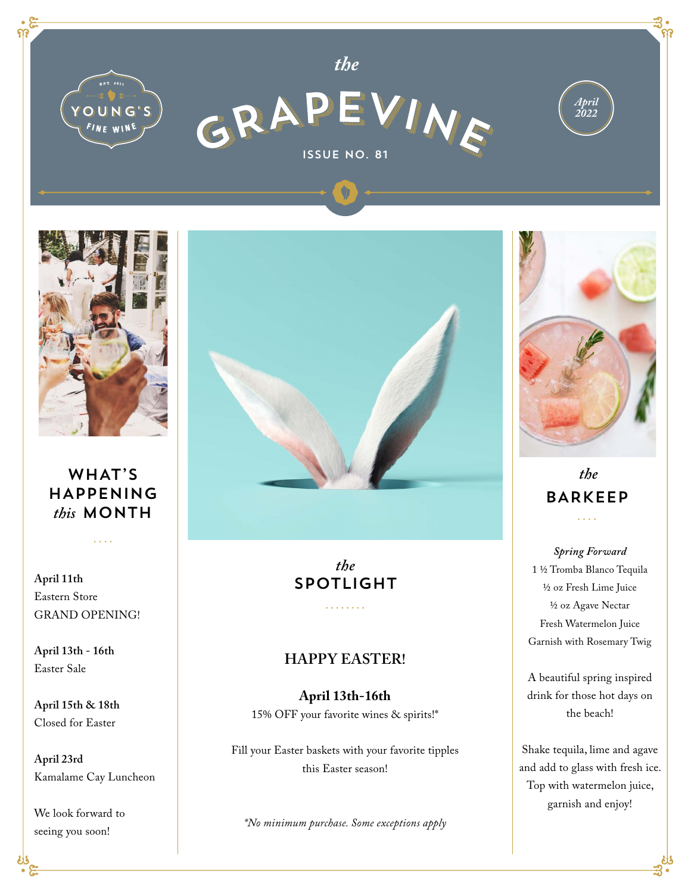YOUNG'S FINE WINE

EST. 2011

# the GRAPEVINE

ISSUE NO. 81

April 2022

## WHAT'S HAPPENING *this* MONTH

**April 11th**
Eastern Store
GRAND OPENING!

**April 13th - 16th**
Easter Sale

**April 15th & 18th**
Closed for Easter

**April 23rd**
Kamalame Cay Luncheon

We look forward to seeing you soon!

## *the* SPOTLIGHT

### HAPPY EASTER!

**April 13th-16th**
15% OFF your favorite wines & spirits!*

Fill your Easter baskets with your favorite tipples this Easter season!

*\*No minimum purchase. Some exceptions apply*

## *the* BARKEEP

*Spring Forward*

1 ½ Tromba Blanco Tequila
½ oz Fresh Lime Juice
½ oz Agave Nectar
Fresh Watermelon Juice
Garnish with Rosemary Twig

A beautiful spring inspired drink for those hot days on the beach!

Shake tequila, lime and agave and add to glass with fresh ice. Top with watermelon juice, garnish and enjoy!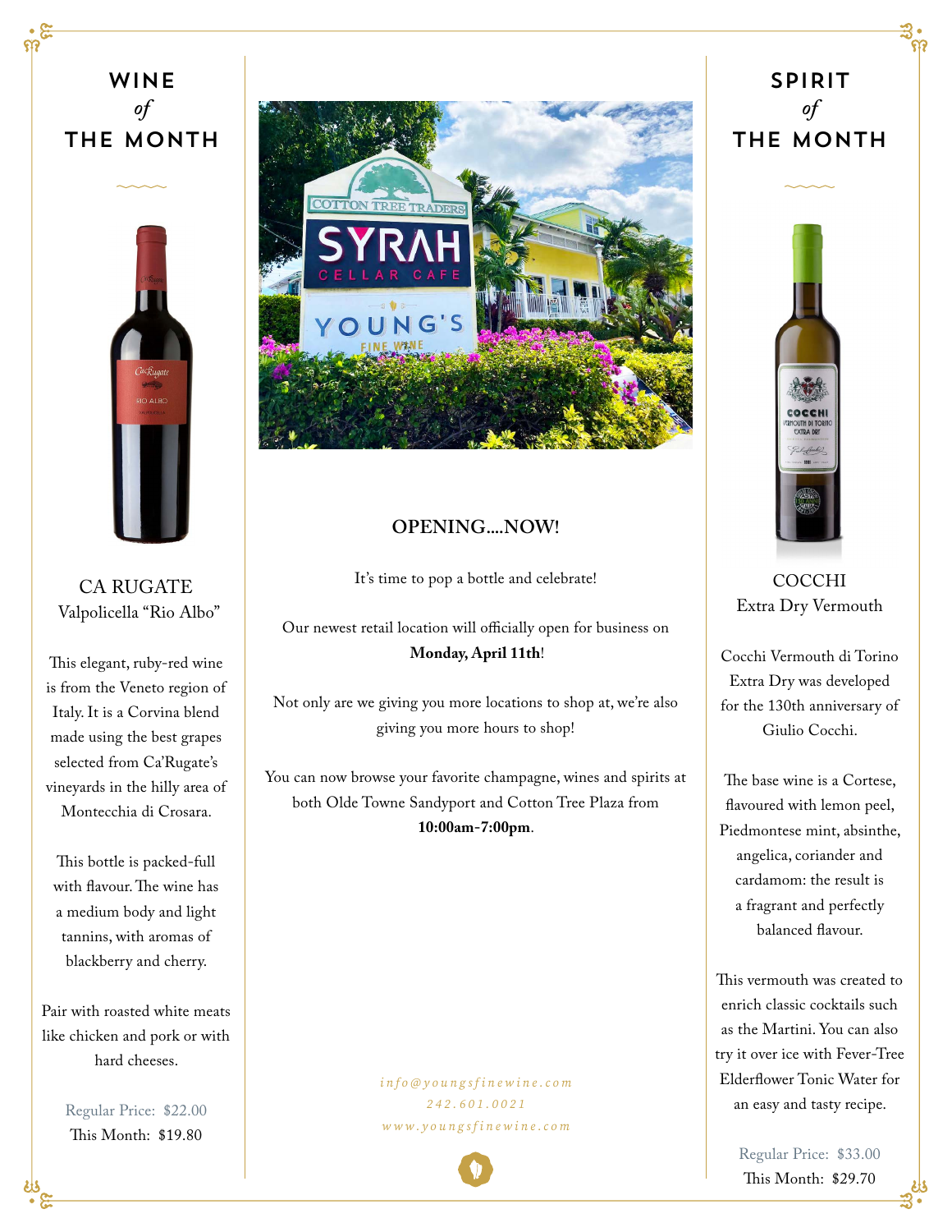## WINE *of* THE MONTH

CA RUGATE
Valpolicella "Rio Albo"

This elegant, ruby-red wine is from the Veneto region of Italy. It is a Corvina blend made using the best grapes selected from Ca'Rugate's vineyards in the hilly area of Montecchia di Crosara.

This bottle is packed-full with flavour. The wine has a medium body and light tannins, with aromas of blackberry and cherry.

Pair with roasted white meats like chicken and pork or with hard cheeses.

Regular Price: $22.00
This Month: $19.80

## OPENING....NOW!

It's time to pop a bottle and celebrate!

Our newest retail location will officially open for business on **Monday, April 11th**!

Not only are we giving you more locations to shop at, we're also giving you more hours to shop!

You can now browse your favorite champagne, wines and spirits at both Olde Towne Sandyport and Cotton Tree Plaza from **10:00am-7:00pm**.

*info@youngsfinewine.com*
*242.601.0021*
*www.youngsfinewine.com*

## SPIRIT *of* THE MONTH

COCCHI
Extra Dry Vermouth

Cocchi Vermouth di Torino Extra Dry was developed for the 130th anniversary of Giulio Cocchi.

The base wine is a Cortese, flavoured with lemon peel, Piedmontese mint, absinthe, angelica, coriander and cardamom: the result is a fragrant and perfectly balanced flavour.

This vermouth was created to enrich classic cocktails such as the Martini. You can also try it over ice with Fever-Tree Elderflower Tonic Water for an easy and tasty recipe.

Regular Price: $33.00
This Month: $29.70